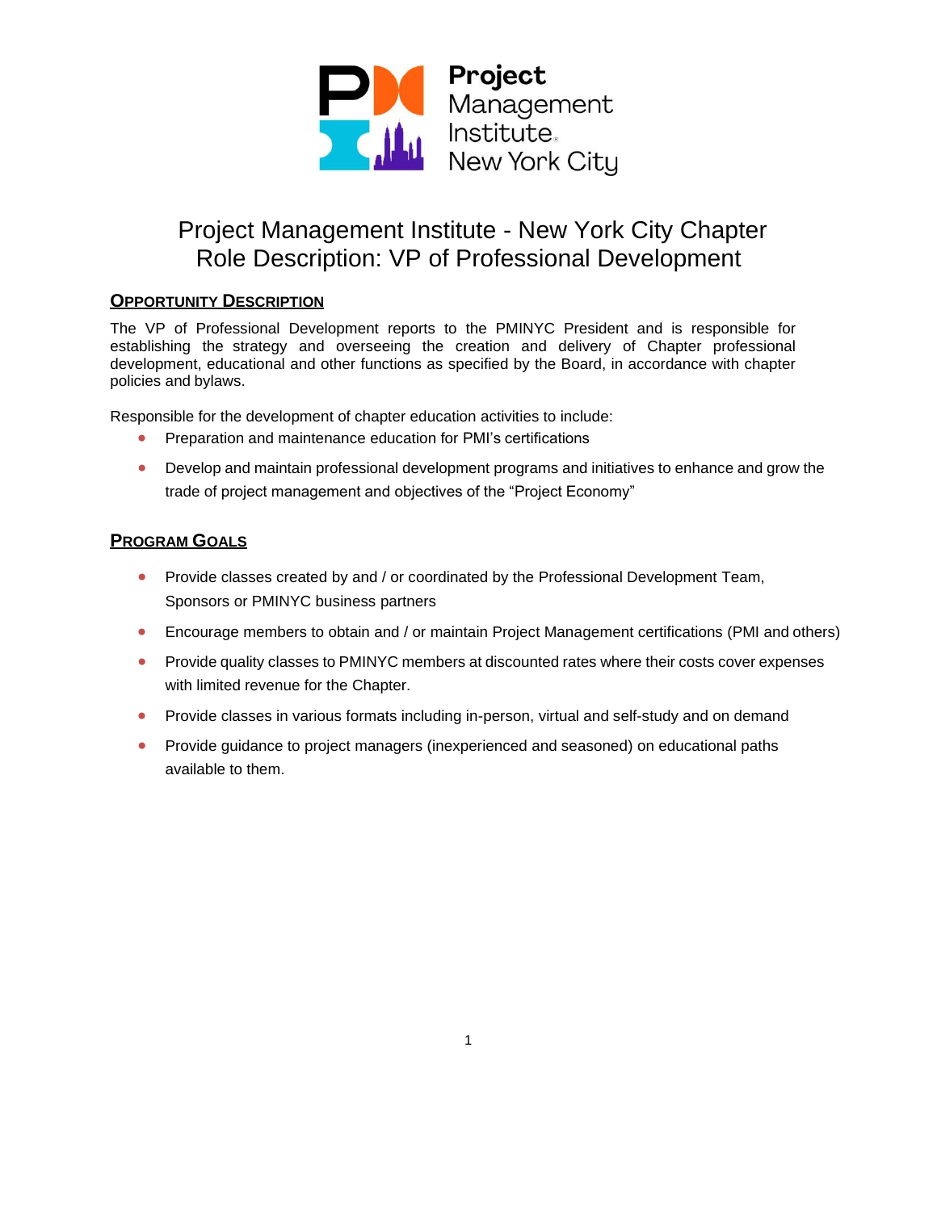# Project Management Institute - New York City Chapter
# Role Description: VP of Professional Development

## Opportunity Description

The VP of Professional Development reports to the PMINYC President and is responsible for establishing the strategy and overseeing the creation and delivery of Chapter professional development, educational and other functions as specified by the Board, in accordance with chapter policies and bylaws.

Responsible for the development of chapter education activities to include:

- Preparation and maintenance education for PMI's certifications
- Develop and maintain professional development programs and initiatives to enhance and grow the trade of project management and objectives of the "Project Economy"

## Program Goals

- Provide classes created by and / or coordinated by the Professional Development Team, Sponsors or PMINYC business partners
- Encourage members to obtain and / or maintain Project Management certifications (PMI and others)
- Provide quality classes to PMINYC members at discounted rates where their costs cover expenses with limited revenue for the Chapter.
- Provide classes in various formats including in-person, virtual and self-study and on demand
- Provide guidance to project managers (inexperienced and seasoned) on educational paths available to them.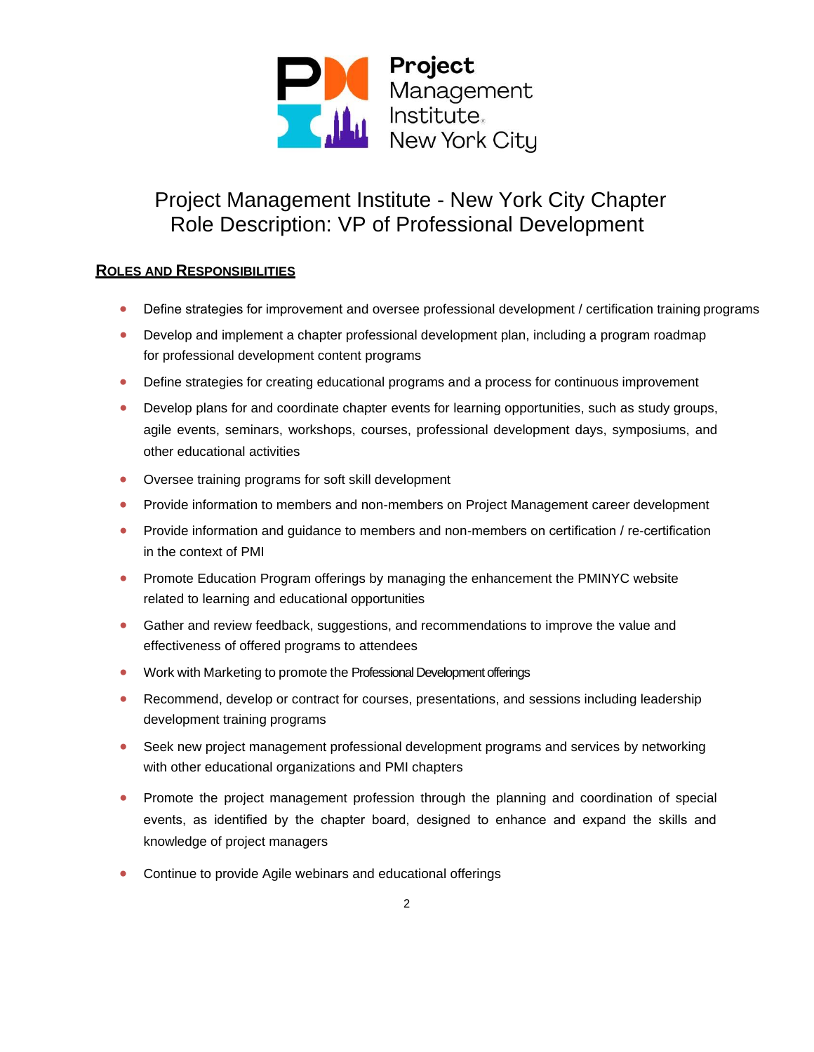# Project Management Institute - New York City Chapter
# Role Description: VP of Professional Development

## ROLES AND RESPONSIBILITIES

- Define strategies for improvement and oversee professional development / certification training programs
- Develop and implement a chapter professional development plan, including a program roadmap for professional development content programs
- Define strategies for creating educational programs and a process for continuous improvement
- Develop plans for and coordinate chapter events for learning opportunities, such as study groups, agile events, seminars, workshops, courses, professional development days, symposiums, and other educational activities
- Oversee training programs for soft skill development
- Provide information to members and non-members on Project Management career development
- Provide information and guidance to members and non-members on certification / re-certification in the context of PMI
- Promote Education Program offerings by managing the enhancement the PMINYC website related to learning and educational opportunities
- Gather and review feedback, suggestions, and recommendations to improve the value and effectiveness of offered programs to attendees
- Work with Marketing to promote the Professional Development offerings
- Recommend, develop or contract for courses, presentations, and sessions including leadership development training programs
- Seek new project management professional development programs and services by networking with other educational organizations and PMI chapters
- Promote the project management profession through the planning and coordination of special events, as identified by the chapter board, designed to enhance and expand the skills and knowledge of project managers
- Continue to provide Agile webinars and educational offerings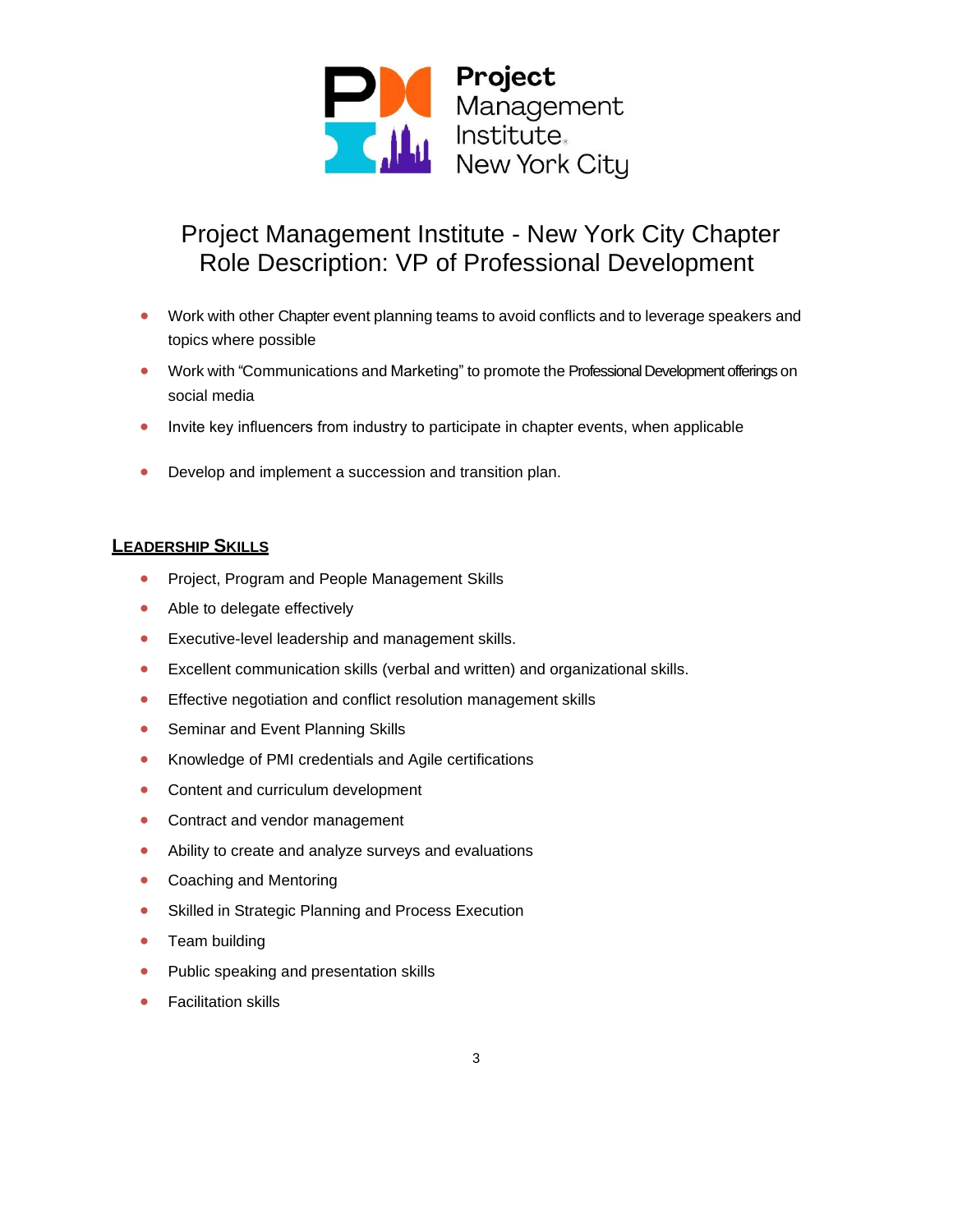# Project Management Institute - New York City Chapter
# Role Description: VP of Professional Development

- Work with other Chapter event planning teams to avoid conflicts and to leverage speakers and topics where possible
- Work with "Communications and Marketing" to promote the Professional Development offerings on social media
- Invite key influencers from industry to participate in chapter events, when applicable
- Develop and implement a succession and transition plan.

## Leadership Skills

- Project, Program and People Management Skills
- Able to delegate effectively
- Executive-level leadership and management skills.
- Excellent communication skills (verbal and written) and organizational skills.
- Effective negotiation and conflict resolution management skills
- Seminar and Event Planning Skills
- Knowledge of PMI credentials and Agile certifications
- Content and curriculum development
- Contract and vendor management
- Ability to create and analyze surveys and evaluations
- Coaching and Mentoring
- Skilled in Strategic Planning and Process Execution
- Team building
- Public speaking and presentation skills
- Facilitation skills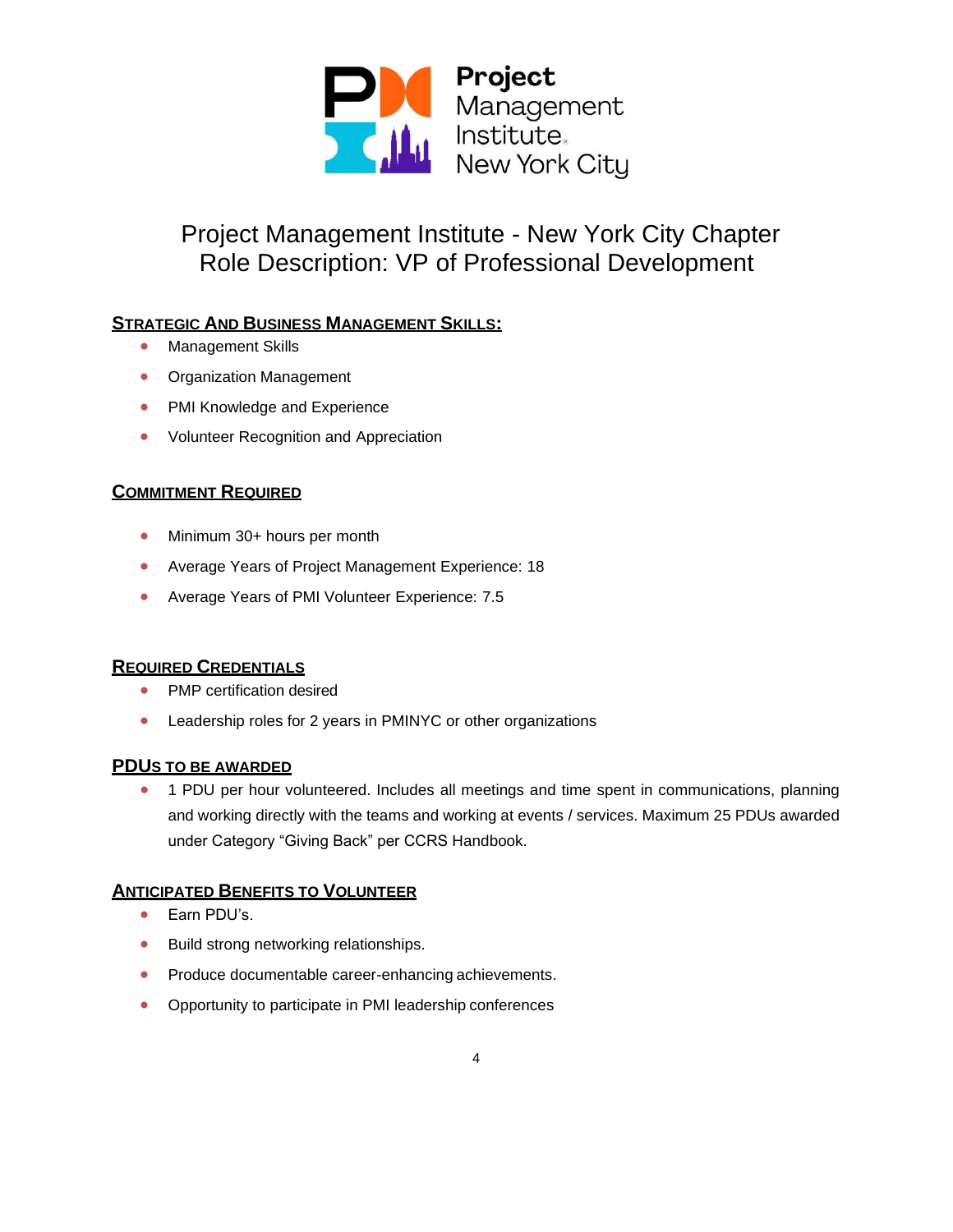Project Management Institute New York City

# Project Management Institute - New York City Chapter
# Role Description: VP of Professional Development

## Strategic And Business Management Skills:

- Management Skills
- Organization Management
- PMI Knowledge and Experience
- Volunteer Recognition and Appreciation

## Commitment Required

- Minimum 30+ hours per month
- Average Years of Project Management Experience: 18
- Average Years of PMI Volunteer Experience: 7.5

## Required Credentials

- PMP certification desired
- Leadership roles for 2 years in PMINYC or other organizations

## PDUs to be Awarded

- 1 PDU per hour volunteered. Includes all meetings and time spent in communications, planning and working directly with the teams and working at events / services. Maximum 25 PDUs awarded under Category "Giving Back" per CCRS Handbook.

## Anticipated Benefits to Volunteer

- Earn PDU's.
- Build strong networking relationships.
- Produce documentable career-enhancing achievements.
- Opportunity to participate in PMI leadership conferences